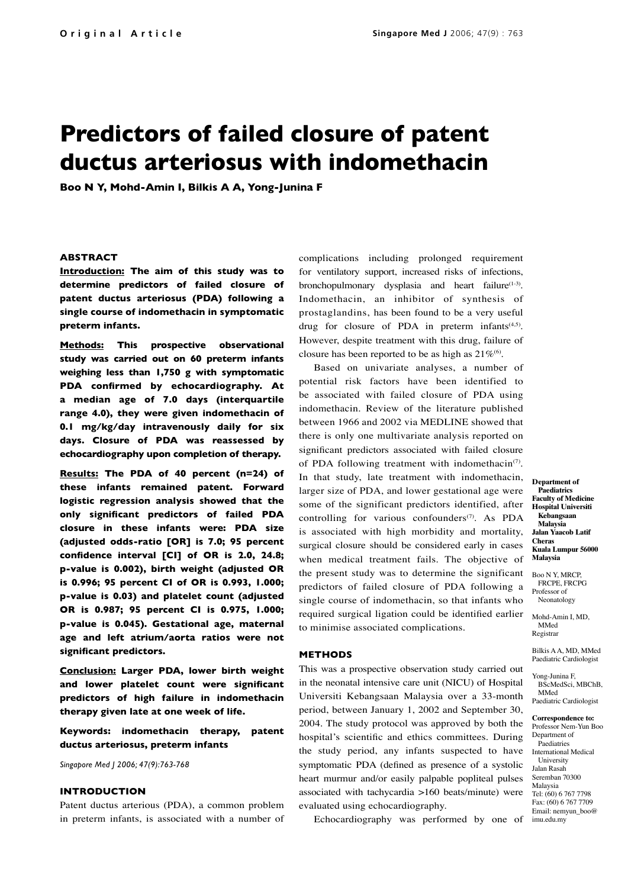# Predictors of failed closure of patent ductus arteriosus with indomethacin

**Boo N Y, Mohd-Amin I, Bilkis A A, Yong-Junina F**

### ABSTRACT

**Introduction:** **The aim of this study was to determine predictors of failed closure of patent ductus arteriosus (PDA) following a single course of indomethacin in symptomatic preterm infants.**

**Methods:** **This prospective observational study was carried out on 60 preterm infants weighing less than 1,750 g with symptomatic PDA confirmed by echocardiography. At a median age of 7.0 days (interquartile range 4.0), they were given indomethacin of 0.1 mg/kg/day intravenously daily for six days. Closure of PDA was reassessed by echocardiography upon completion of therapy.**

**Results:** **The PDA of 40 percent (n=24) of these infants remained patent. Forward logistic regression analysis showed that the only significant predictors of failed PDA closure in these infants were: PDA size (adjusted odds-ratio [OR] is 7.0; 95 percent confidence interval [CI] of OR is 2.0, 24.8; p-value is 0.002), birth weight (adjusted OR is 0.996; 95 percent CI of OR is 0.993, 1.000; p-value is 0.03) and platelet count (adjusted OR is 0.987; 95 percent CI is 0.975, 1.000; p-value is 0.045). Gestational age, maternal age and left atrium/aorta ratios were not significant predictors.**

**Conclusion:** **Larger PDA, lower birth weight and lower platelet count were significant predictors of high failure in indomethacin therapy given late at one week of life.**

**Keywords: indomethacin therapy, patent ductus arteriosus, preterm infants**

*Singapore Med J 2006; 47(9):763-768*

### INTRODUCTION

Patent ductus arterious (PDA), a common problem in preterm infants, is associated with a number of complications including prolonged requirement for ventilatory support, increased risks of infections, bronchopulmonary dysplasia and heart failure[1-3]. Indomethacin, an inhibitor of synthesis of prostaglandins, has been found to be a very useful drug for closure of PDA in preterm infants[4,5]. However, despite treatment with this drug, failure of closure has been reported to be as high as 21%[6].

Based on univariate analyses, a number of potential risk factors have been identified to be associated with failed closure of PDA using indomethacin. Review of the literature published between 1966 and 2002 via MEDLINE showed that there is only one multivariate analysis reported on significant predictors associated with failed closure of PDA following treatment with indomethacin[7]. In that study, late treatment with indomethacin, larger size of PDA, and lower gestational age were some of the significant predictors identified, after controlling for various confounders[7]. As PDA is associated with high morbidity and mortality, surgical closure should be considered early in cases when medical treatment fails. The objective of the present study was to determine the significant predictors of failed closure of PDA following a single course of indomethacin, so that infants who required surgical ligation could be identified earlier to minimise associated complications.

### METHODS

This was a prospective observation study carried out in the neonatal intensive care unit (NICU) of Hospital Universiti Kebangsaan Malaysia over a 33-month period, between January 1, 2002 and September 30, 2004. The study protocol was approved by both the hospital's scientific and ethics committees. During the study period, any infants suspected to have symptomatic PDA (defined as presence of a systolic heart murmur and/or easily palpable popliteal pulses associated with tachycardia >160 beats/minute) were evaluated using echocardiography.

Echocardiography was performed by one of

**Department of Paediatrics**
**Faculty of Medicine**
**Hospital Universiti Kebangsaan Malaysia**
**Jalan Yaacob Latif Cheras**
**Kuala Lumpur 56000**
**Malaysia**

Boo N Y, MRCP, FRCPE, FRCPG
Professor of Neonatology

Mohd-Amin I, MD, MMed
Registrar

Bilkis A A, MD, MMed
Paediatric Cardiologist

Yong-Junina F, BScMedSci, MBChB, MMed
Paediatric Cardiologist

**Correspondence to:**
Professor Nem-Yun Boo
Department of Paediatrics
International Medical University
Jalan Rasah
Seremban 70300
Malaysia
Tel: (60) 6 767 7798
Fax: (60) 6 767 7709
Email: nemyun_boo@imu.edu.my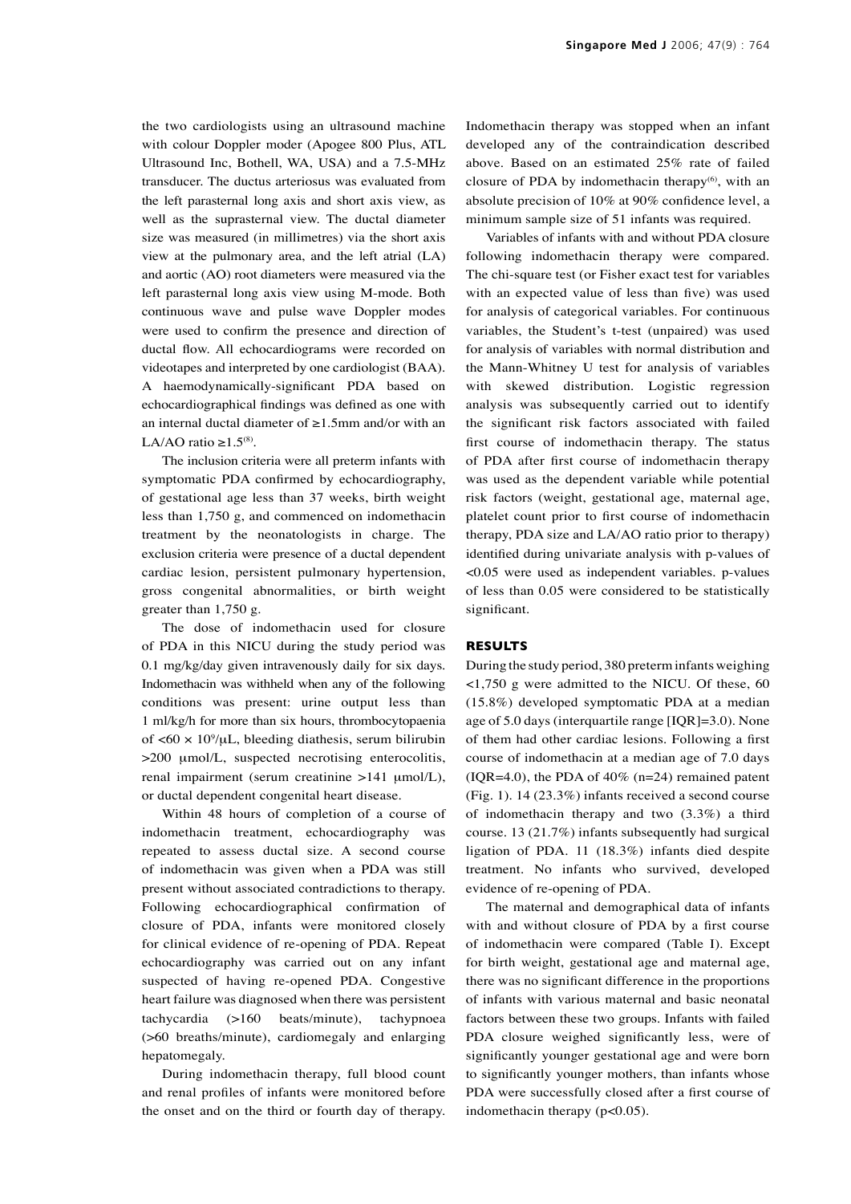the two cardiologists using an ultrasound machine with colour Doppler moder (Apogee 800 Plus, ATL Ultrasound Inc, Bothell, WA, USA) and a 7.5-MHz transducer. The ductus arteriosus was evaluated from the left parasternal long axis and short axis view, as well as the suprasternal view. The ductal diameter size was measured (in millimetres) via the short axis view at the pulmonary area, and the left atrial (LA) and aortic (AO) root diameters were measured via the left parasternal long axis view using M-mode. Both continuous wave and pulse wave Doppler modes were used to confirm the presence and direction of ductal flow. All echocardiograms were recorded on videotapes and interpreted by one cardiologist (BAA). A haemodynamically-significant PDA based on echocardiographical findings was defined as one with an internal ductal diameter of ≥1.5mm and/or with an LA/AO ratio ≥1.5[8].

The inclusion criteria were all preterm infants with symptomatic PDA confirmed by echocardiography, of gestational age less than 37 weeks, birth weight less than 1,750 g, and commenced on indomethacin treatment by the neonatologists in charge. The exclusion criteria were presence of a ductal dependent cardiac lesion, persistent pulmonary hypertension, gross congenital abnormalities, or birth weight greater than 1,750 g.

The dose of indomethacin used for closure of PDA in this NICU during the study period was 0.1 mg/kg/day given intravenously daily for six days. Indomethacin was withheld when any of the following conditions was present: urine output less than 1 ml/kg/h for more than six hours, thrombocytopaenia of $<60 \times 10^9/\mu L$, bleeding diathesis, serum bilirubin >200 μmol/L, suspected necrotising enterocolitis, renal impairment (serum creatinine >141 μmol/L), or ductal dependent congenital heart disease.

Within 48 hours of completion of a course of indomethacin treatment, echocardiography was repeated to assess ductal size. A second course of indomethacin was given when a PDA was still present without associated contradictions to therapy. Following echocardiographical confirmation of closure of PDA, infants were monitored closely for clinical evidence of re-opening of PDA. Repeat echocardiography was carried out on any infant suspected of having re-opened PDA. Congestive heart failure was diagnosed when there was persistent tachycardia (>160 beats/minute), tachypnoea (>60 breaths/minute), cardiomegaly and enlarging hepatomegaly.

During indomethacin therapy, full blood count and renal profiles of infants were monitored before the onset and on the third or fourth day of therapy. Indomethacin therapy was stopped when an infant developed any of the contraindication described above. Based on an estimated 25% rate of failed closure of PDA by indomethacin therapy[6], with an absolute precision of 10% at 90% confidence level, a minimum sample size of 51 infants was required.

Variables of infants with and without PDA closure following indomethacin therapy were compared. The chi-square test (or Fisher exact test for variables with an expected value of less than five) was used for analysis of categorical variables. For continuous variables, the Student's t-test (unpaired) was used for analysis of variables with normal distribution and the Mann-Whitney U test for analysis of variables with skewed distribution. Logistic regression analysis was subsequently carried out to identify the significant risk factors associated with failed first course of indomethacin therapy. The status of PDA after first course of indomethacin therapy was used as the dependent variable while potential risk factors (weight, gestational age, maternal age, platelet count prior to first course of indomethacin therapy, PDA size and LA/AO ratio prior to therapy) identified during univariate analysis with p-values of <0.05 were used as independent variables. p-values of less than 0.05 were considered to be statistically significant.

## RESULTS

During the study period, 380 preterm infants weighing <1,750 g were admitted to the NICU. Of these, 60 (15.8%) developed symptomatic PDA at a median age of 5.0 days (interquartile range [IQR]=3.0). None of them had other cardiac lesions. Following a first course of indomethacin at a median age of 7.0 days (IQR=4.0), the PDA of 40% (n=24) remained patent (Fig. 1). 14 (23.3%) infants received a second course of indomethacin therapy and two (3.3%) a third course. 13 (21.7%) infants subsequently had surgical ligation of PDA. 11 (18.3%) infants died despite treatment. No infants who survived, developed evidence of re-opening of PDA.

The maternal and demographical data of infants with and without closure of PDA by a first course of indomethacin were compared (Table I). Except for birth weight, gestational age and maternal age, there was no significant difference in the proportions of infants with various maternal and basic neonatal factors between these two groups. Infants with failed PDA closure weighed significantly less, were of significantly younger gestational age and were born to significantly younger mothers, than infants whose PDA were successfully closed after a first course of indomethacin therapy ($p<0.05$).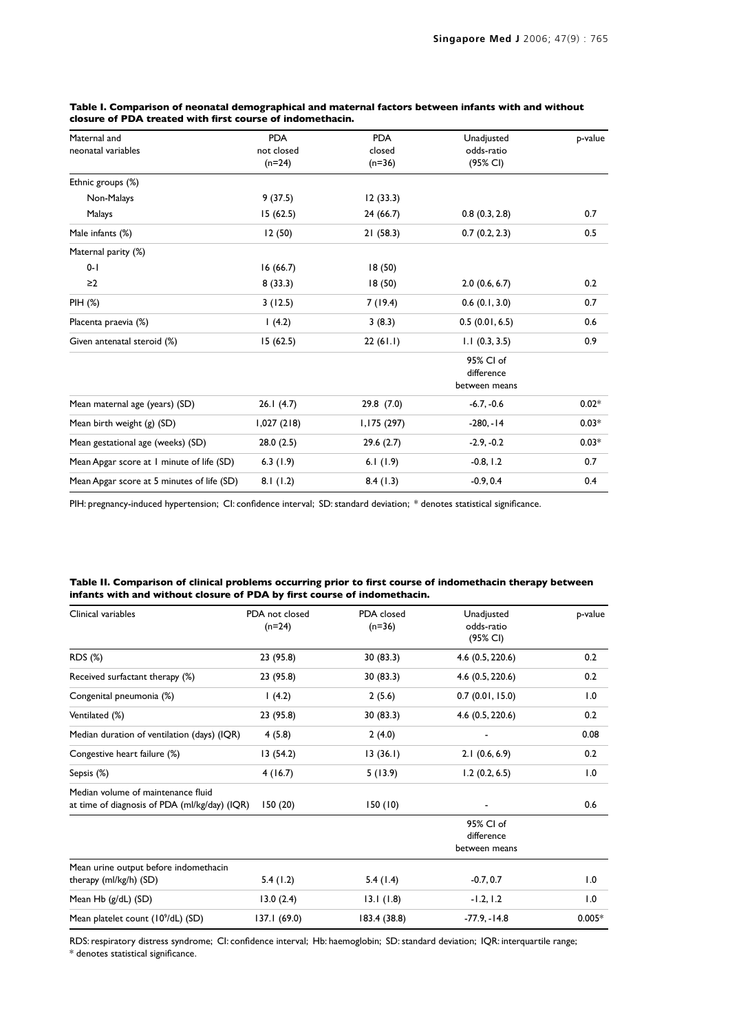**Table I. Comparison of neonatal demographical and maternal factors between infants with and without closure of PDA treated with first course of indomethacin.**

| Maternal and neonatal variables | PDA not closed (n=24) | PDA closed (n=36) | Unadjusted odds-ratio (95% CI) | p-value |
|---|---|---|---|---|
| Ethnic groups (%) | | | | |
| Non-Malays | 9 (37.5) | 12 (33.3) | | |
| Malays | 15 (62.5) | 24 (66.7) | 0.8 (0.3, 2.8) | 0.7 |
| Male infants (%) | 12 (50) | 21 (58.3) | 0.7 (0.2, 2.3) | 0.5 |
| Maternal parity (%) | | | | |
| 0-1 | 16 (66.7) | 18 (50) | | |
| ≥2 | 8 (33.3) | 18 (50) | 2.0 (0.6, 6.7) | 0.2 |
| PIH (%) | 3 (12.5) | 7 (19.4) | 0.6 (0.1, 3.0) | 0.7 |
| Placenta praevia (%) | 1 (4.2) | 3 (8.3) | 0.5 (0.01, 6.5) | 0.6 |
| Given antenatal steroid (%) | 15 (62.5) | 22 (61.1) | 1.1 (0.3, 3.5) | 0.9 |
| | | | 95% CI of difference between means | |
| Mean maternal age (years) (SD) | 26.1 (4.7) | 29.8 (7.0) | -6.7, -0.6 | 0.02* |
| Mean birth weight (g) (SD) | 1,027 (218) | 1,175 (297) | -280, -14 | 0.03* |
| Mean gestational age (weeks) (SD) | 28.0 (2.5) | 29.6 (2.7) | -2.9, -0.2 | 0.03* |
| Mean Apgar score at 1 minute of life (SD) | 6.3 (1.9) | 6.1 (1.9) | -0.8, 1.2 | 0.7 |
| Mean Apgar score at 5 minutes of life (SD) | 8.1 (1.2) | 8.4 (1.3) | -0.9, 0.4 | 0.4 |

PIH: pregnancy-induced hypertension; CI: confidence interval; SD: standard deviation; * denotes statistical significance.

**Table II. Comparison of clinical problems occurring prior to first course of indomethacin therapy between infants with and without closure of PDA by first course of indomethacin.**

| Clinical variables | PDA not closed (n=24) | PDA closed (n=36) | Unadjusted odds-ratio (95% CI) | p-value |
|---|---|---|---|---|
| RDS (%) | 23 (95.8) | 30 (83.3) | 4.6 (0.5, 220.6) | 0.2 |
| Received surfactant therapy (%) | 23 (95.8) | 30 (83.3) | 4.6 (0.5, 220.6) | 0.2 |
| Congenital pneumonia (%) | 1 (4.2) | 2 (5.6) | 0.7 (0.01, 15.0) | 1.0 |
| Ventilated (%) | 23 (95.8) | 30 (83.3) | 4.6 (0.5, 220.6) | 0.2 |
| Median duration of ventilation (days) (IQR) | 4 (5.8) | 2 (4.0) | - | 0.08 |
| Congestive heart failure (%) | 13 (54.2) | 13 (36.1) | 2.1 (0.6, 6.9) | 0.2 |
| Sepsis (%) | 4 (16.7) | 5 (13.9) | 1.2 (0.2, 6.5) | 1.0 |
| Median volume of maintenance fluid at time of diagnosis of PDA (ml/kg/day) (IQR) | 150 (20) | 150 (10) | - | 0.6 |
| | | | 95% CI of difference between means | |
| Mean urine output before indomethacin therapy (ml/kg/h) (SD) | 5.4 (1.2) | 5.4 (1.4) | -0.7, 0.7 | 1.0 |
| Mean Hb (g/dL) (SD) | 13.0 (2.4) | 13.1 (1.8) | -1.2, 1.2 | 1.0 |
| Mean platelet count ($10^9$/dL) (SD) | 137.1 (69.0) | 183.4 (38.8) | -77.9, -14.8 | 0.005* |

RDS: respiratory distress syndrome; CI: confidence interval; Hb: haemoglobin; SD: standard deviation; IQR: interquartile range; * denotes statistical significance.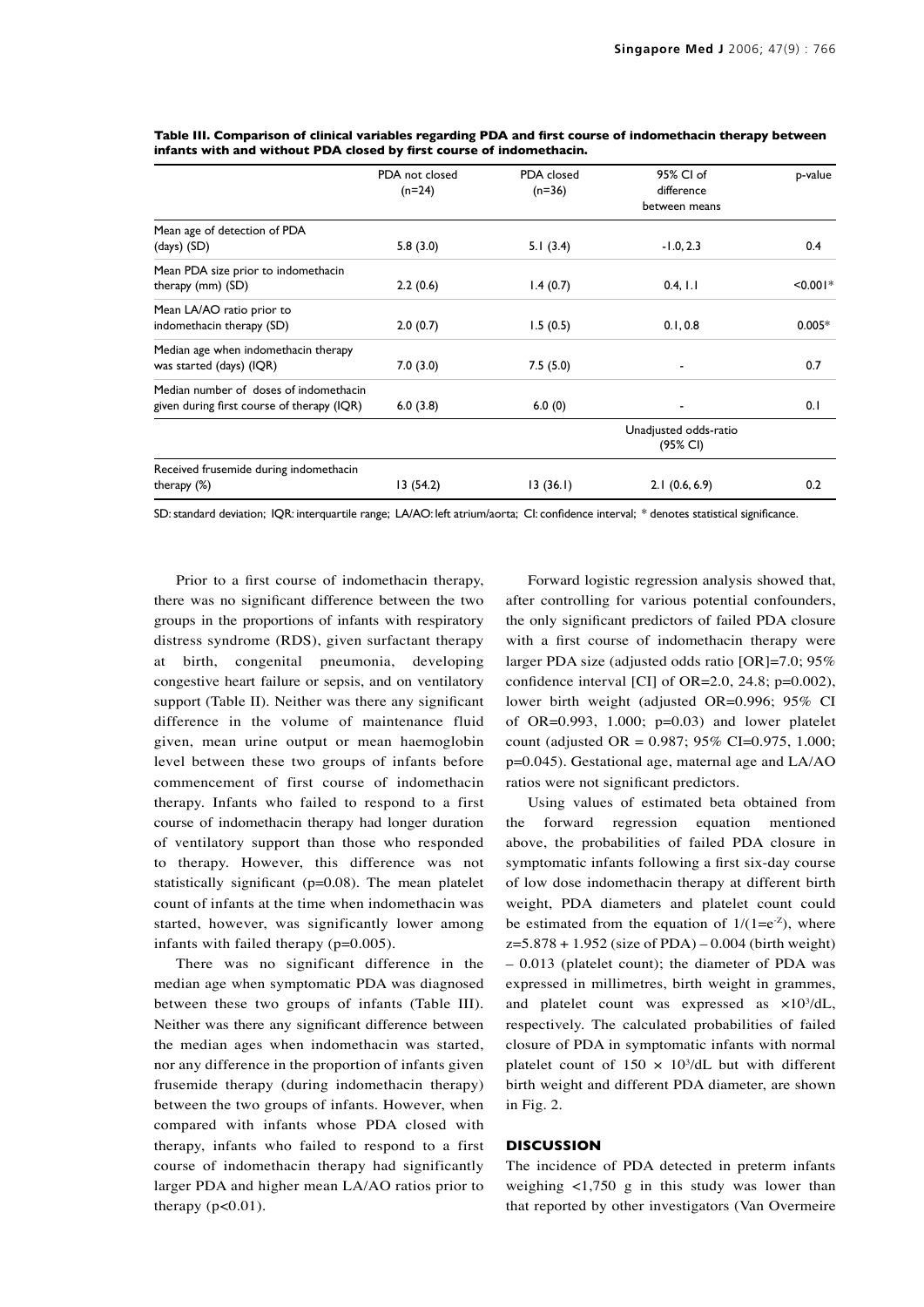**Table III. Comparison of clinical variables regarding PDA and first course of indomethacin therapy between infants with and without PDA closed by first course of indomethacin.**

| | PDA not closed (n=24) | PDA closed (n=36) | 95% CI of difference between means | p-value |
|---|---|---|---|---|
| Mean age of detection of PDA (days) (SD) | 5.8 (3.0) | 5.1 (3.4) | -1.0, 2.3 | 0.4 |
| Mean PDA size prior to indomethacin therapy (mm) (SD) | 2.2 (0.6) | 1.4 (0.7) | 0.4, 1.1 | <0.001* |
| Mean LA/AO ratio prior to indomethacin therapy (SD) | 2.0 (0.7) | 1.5 (0.5) | 0.1, 0.8 | 0.005* |
| Median age when indomethacin therapy was started (days) (IQR) | 7.0 (3.0) | 7.5 (5.0) | - | 0.7 |
| Median number of doses of indomethacin given during first course of therapy (IQR) | 6.0 (3.8) | 6.0 (0) | - | 0.1 |
| | | | Unadjusted odds-ratio (95% CI) | |
| Received frusemide during indomethacin therapy (%) | 13 (54.2) | 13 (36.1) | 2.1 (0.6, 6.9) | 0.2 |

SD: standard deviation; IQR: interquartile range; LA/AO: left atrium/aorta; CI: confidence interval; * denotes statistical significance.

Prior to a first course of indomethacin therapy, there was no significant difference between the two groups in the proportions of infants with respiratory distress syndrome (RDS), given surfactant therapy at birth, congenital pneumonia, developing congestive heart failure or sepsis, and on ventilatory support (Table II). Neither was there any significant difference in the volume of maintenance fluid given, mean urine output or mean haemoglobin level between these two groups of infants before commencement of first course of indomethacin therapy. Infants who failed to respond to a first course of indomethacin therapy had longer duration of ventilatory support than those who responded to therapy. However, this difference was not statistically significant (p=0.08). The mean platelet count of infants at the time when indomethacin was started, however, was significantly lower among infants with failed therapy (p=0.005).

There was no significant difference in the median age when symptomatic PDA was diagnosed between these two groups of infants (Table III). Neither was there any significant difference between the median ages when indomethacin was started, nor any difference in the proportion of infants given frusemide therapy (during indomethacin therapy) between the two groups of infants. However, when compared with infants whose PDA closed with therapy, infants who failed to respond to a first course of indomethacin therapy had significantly larger PDA and higher mean LA/AO ratios prior to therapy (p<0.01).

Forward logistic regression analysis showed that, after controlling for various potential confounders, the only significant predictors of failed PDA closure with a first course of indomethacin therapy were larger PDA size (adjusted odds ratio [OR]=7.0; 95% confidence interval [CI] of OR=2.0, 24.8; p=0.002), lower birth weight (adjusted OR=0.996; 95% CI of OR=0.993, 1.000; p=0.03) and lower platelet count (adjusted OR = 0.987; 95% CI=0.975, 1.000; p=0.045). Gestational age, maternal age and LA/AO ratios were not significant predictors.

Using values of estimated beta obtained from the forward regression equation mentioned above, the probabilities of failed PDA closure in symptomatic infants following a first six-day course of low dose indomethacin therapy at different birth weight, PDA diameters and platelet count could be estimated from the equation of $1/(1=e^{-z})$, where $z=5.878 + 1.952$ (size of PDA) – 0.004 (birth weight) – 0.013 (platelet count); the diameter of PDA was expressed in millimetres, birth weight in grammes, and platelet count was expressed as $\times 10^3$/dL, respectively. The calculated probabilities of failed closure of PDA in symptomatic infants with normal platelet count of $150 \times 10^3$/dL but with different birth weight and different PDA diameter, are shown in Fig. 2.

## DISCUSSION

The incidence of PDA detected in preterm infants weighing <1,750 g in this study was lower than that reported by other investigators (Van Overmeire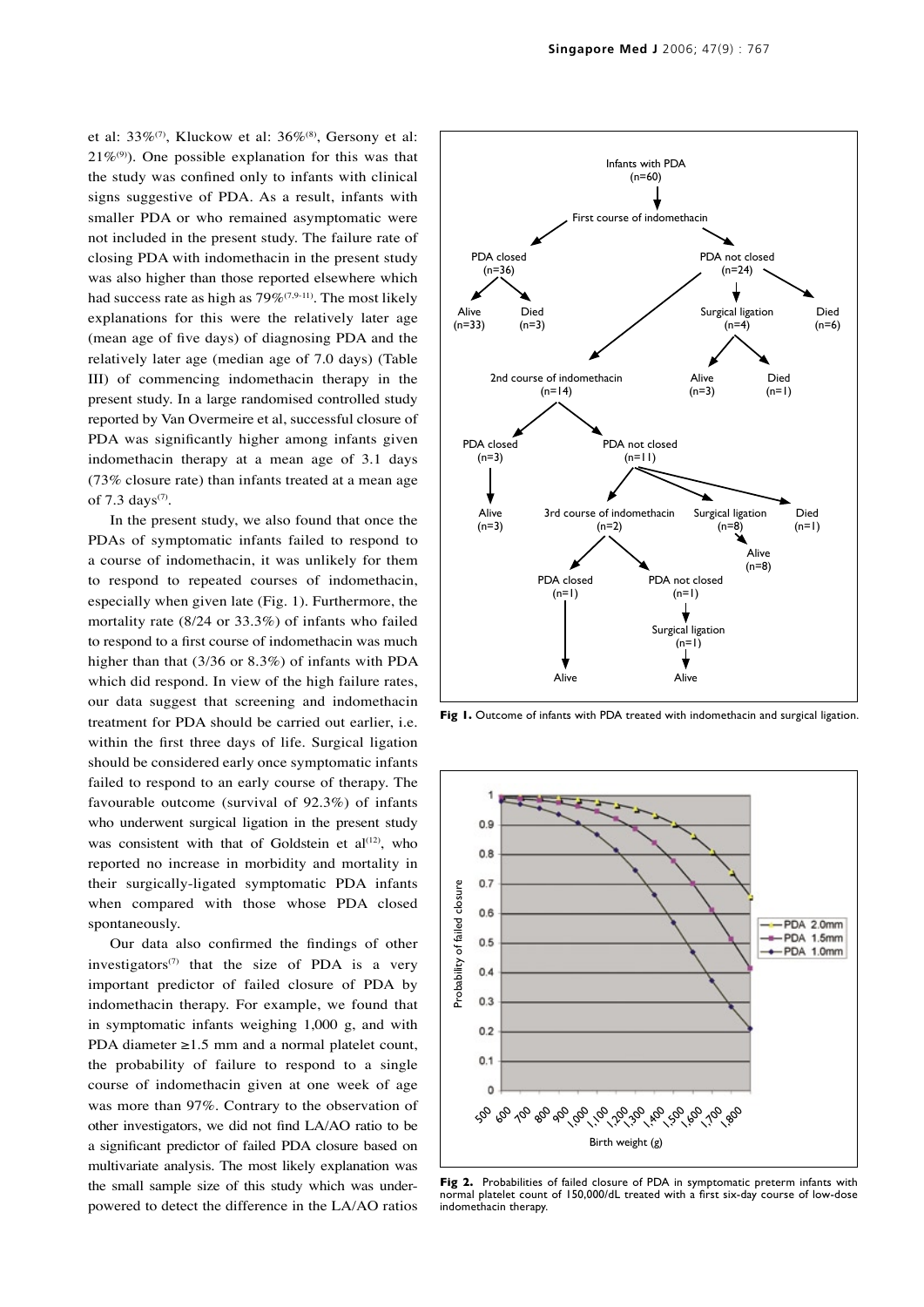et al: 33%[7], Kluckow et al: 36%[8], Gersony et al: 21%[9]). One possible explanation for this was that the study was confined only to infants with clinical signs suggestive of PDA. As a result, infants with smaller PDA or who remained asymptomatic were not included in the present study. The failure rate of closing PDA with indomethacin in the present study was also higher than those reported elsewhere which had success rate as high as 79%[7,9-11]. The most likely explanations for this were the relatively later age (mean age of five days) of diagnosing PDA and the relatively later age (median age of 7.0 days) (Table III) of commencing indomethacin therapy in the present study. In a large randomised controlled study reported by Van Overmeire et al, successful closure of PDA was significantly higher among infants given indomethacin therapy at a mean age of 3.1 days (73% closure rate) than infants treated at a mean age of 7.3 days[7].

In the present study, we also found that once the PDAs of symptomatic infants failed to respond to a course of indomethacin, it was unlikely for them to respond to repeated courses of indomethacin, especially when given late (Fig. 1). Furthermore, the mortality rate (8/24 or 33.3%) of infants who failed to respond to a first course of indomethacin was much higher than that (3/36 or 8.3%) of infants with PDA which did respond. In view of the high failure rates, our data suggest that screening and indomethacin treatment for PDA should be carried out earlier, i.e. within the first three days of life. Surgical ligation should be considered early once symptomatic infants failed to respond to an early course of therapy. The favourable outcome (survival of 92.3%) of infants who underwent surgical ligation in the present study was consistent with that of Goldstein et al[12], who reported no increase in morbidity and mortality in their surgically-ligated symptomatic PDA infants when compared with those whose PDA closed spontaneously.

Our data also confirmed the findings of other investigators[7] that the size of PDA is a very important predictor of failed closure of PDA by indomethacin therapy. For example, we found that in symptomatic infants weighing 1,000 g, and with PDA diameter ≥1.5 mm and a normal platelet count, the probability of failure to respond to a single course of indomethacin given at one week of age was more than 97%. Contrary to the observation of other investigators, we did not find LA/AO ratio to be a significant predictor of failed PDA closure based on multivariate analysis. The most likely explanation was the small sample size of this study which was under-powered to detect the difference in the LA/AO ratios

**Fig 1.** Outcome of infants with PDA treated with indomethacin and surgical ligation.

**Fig 2.** Probabilities of failed closure of PDA in symptomatic preterm infants with normal platelet count of 150,000/dL treated with a first six-day course of low-dose indomethacin therapy.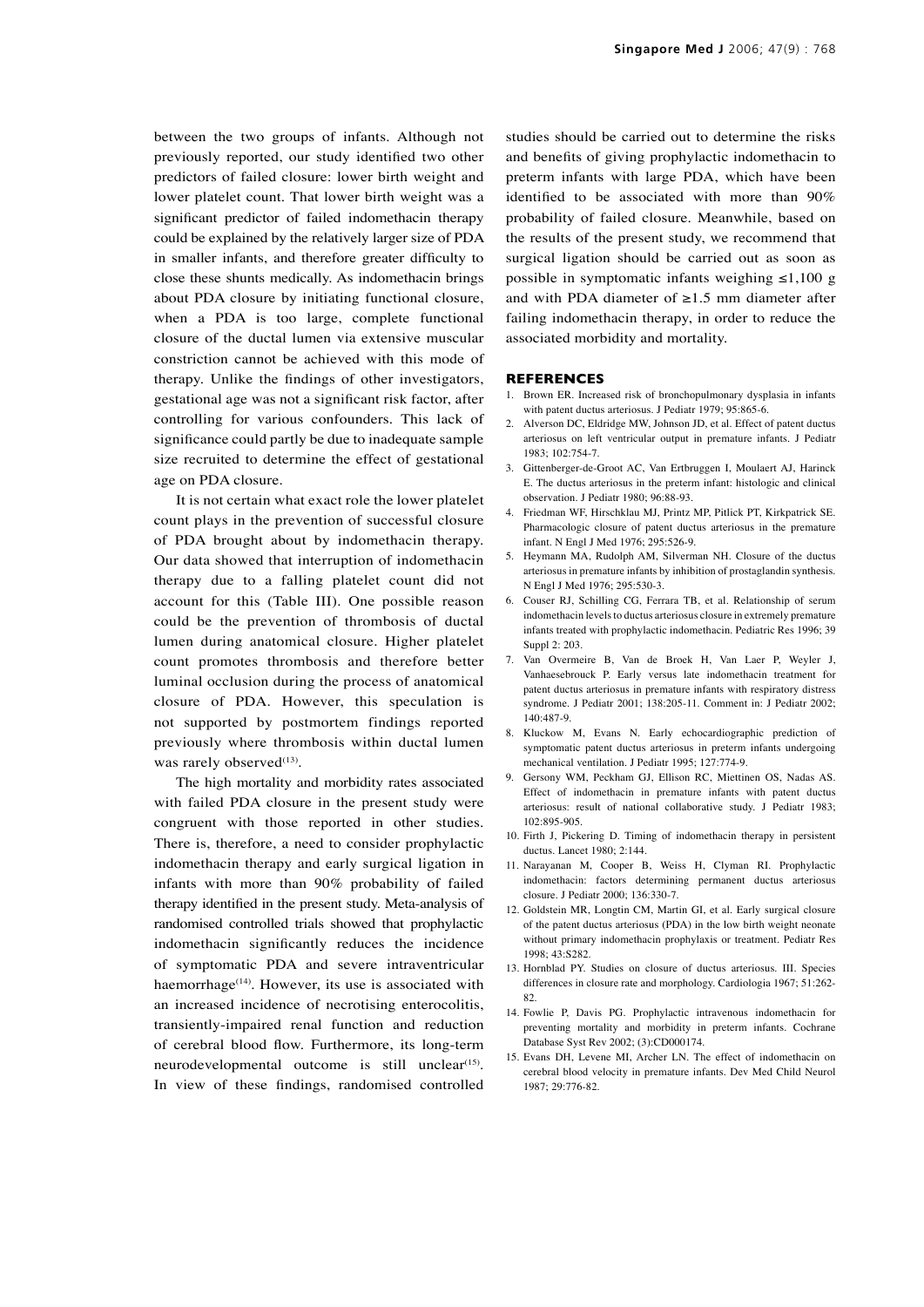between the two groups of infants. Although not previously reported, our study identified two other predictors of failed closure: lower birth weight and lower platelet count. That lower birth weight was a significant predictor of failed indomethacin therapy could be explained by the relatively larger size of PDA in smaller infants, and therefore greater difficulty to close these shunts medically. As indomethacin brings about PDA closure by initiating functional closure, when a PDA is too large, complete functional closure of the ductal lumen via extensive muscular constriction cannot be achieved with this mode of therapy. Unlike the findings of other investigators, gestational age was not a significant risk factor, after controlling for various confounders. This lack of significance could partly be due to inadequate sample size recruited to determine the effect of gestational age on PDA closure.

It is not certain what exact role the lower platelet count plays in the prevention of successful closure of PDA brought about by indomethacin therapy. Our data showed that interruption of indomethacin therapy due to a falling platelet count did not account for this (Table III). One possible reason could be the prevention of thrombosis of ductal lumen during anatomical closure. Higher platelet count promotes thrombosis and therefore better luminal occlusion during the process of anatomical closure of PDA. However, this speculation is not supported by postmortem findings reported previously where thrombosis within ductal lumen was rarely observed[13].

The high mortality and morbidity rates associated with failed PDA closure in the present study were congruent with those reported in other studies. There is, therefore, a need to consider prophylactic indomethacin therapy and early surgical ligation in infants with more than 90% probability of failed therapy identified in the present study. Meta-analysis of randomised controlled trials showed that prophylactic indomethacin significantly reduces the incidence of symptomatic PDA and severe intraventricular haemorrhage[14]. However, its use is associated with an increased incidence of necrotising enterocolitis, transiently-impaired renal function and reduction of cerebral blood flow. Furthermore, its long-term neurodevelopmental outcome is still unclear[15]. In view of these findings, randomised controlled studies should be carried out to determine the risks and benefits of giving prophylactic indomethacin to preterm infants with large PDA, which have been identified to be associated with more than 90% probability of failed closure. Meanwhile, based on the results of the present study, we recommend that surgical ligation should be carried out as soon as possible in symptomatic infants weighing ≤1,100 g and with PDA diameter of ≥1.5 mm diameter after failing indomethacin therapy, in order to reduce the associated morbidity and mortality.

## REFERENCES

1. Brown ER. Increased risk of bronchopulmonary dysplasia in infants with patent ductus arteriosus. J Pediatr 1979; 95:865-6.
2. Alverson DC, Eldridge MW, Johnson JD, et al. Effect of patent ductus arteriosus on left ventricular output in premature infants. J Pediatr 1983; 102:754-7.
3. Gittenberger-de-Groot AC, Van Ertbruggen I, Moulaert AJ, Harinck E. The ductus arteriosus in the preterm infant: histologic and clinical observation. J Pediatr 1980; 96:88-93.
4. Friedman WF, Hirschklau MJ, Printz MP, Pitlick PT, Kirkpatrick SE. Pharmacologic closure of patent ductus arteriosus in the premature infant. N Engl J Med 1976; 295:526-9.
5. Heymann MA, Rudolph AM, Silverman NH. Closure of the ductus arteriosus in premature infants by inhibition of prostaglandin synthesis. N Engl J Med 1976; 295:530-3.
6. Couser RJ, Schilling CG, Ferrara TB, et al. Relationship of serum indomethacin levels to ductus arteriosus closure in extremely premature infants treated with prophylactic indomethacin. Pediatric Res 1996; 39 Suppl 2: 203.
7. Van Overmeire B, Van de Broek H, Van Laer P, Weyler J, Vanhaesebrouck P. Early versus late indomethacin treatment for patent ductus arteriosus in premature infants with respiratory distress syndrome. J Pediatr 2001; 138:205-11. Comment in: J Pediatr 2002; 140:487-9.
8. Kluckow M, Evans N. Early echocardiographic prediction of symptomatic patent ductus arteriosus in preterm infants undergoing mechanical ventilation. J Pediatr 1995; 127:774-9.
9. Gersony WM, Peckham GJ, Ellison RC, Miettinen OS, Nadas AS. Effect of indomethacin in premature infants with patent ductus arteriosus: result of national collaborative study. J Pediatr 1983; 102:895-905.
10. Firth J, Pickering D. Timing of indomethacin therapy in persistent ductus. Lancet 1980; 2:144.
11. Narayanan M, Cooper B, Weiss H, Clyman RI. Prophylactic indomethacin: factors determining permanent ductus arteriosus closure. J Pediatr 2000; 136:330-7.
12. Goldstein MR, Longtin CM, Martin GI, et al. Early surgical closure of the patent ductus arteriosus (PDA) in the low birth weight neonate without primary indomethacin prophylaxis or treatment. Pediatr Res 1998; 43:S282.
13. Hornblad PY. Studies on closure of ductus arteriosus. III. Species differences in closure rate and morphology. Cardiologia 1967; 51:262-82.
14. Fowlie P, Davis PG. Prophylactic intravenous indomethacin for preventing mortality and morbidity in preterm infants. Cochrane Database Syst Rev 2002; (3):CD000174.
15. Evans DH, Levene MI, Archer LN. The effect of indomethacin on cerebral blood velocity in premature infants. Dev Med Child Neurol 1987; 29:776-82.